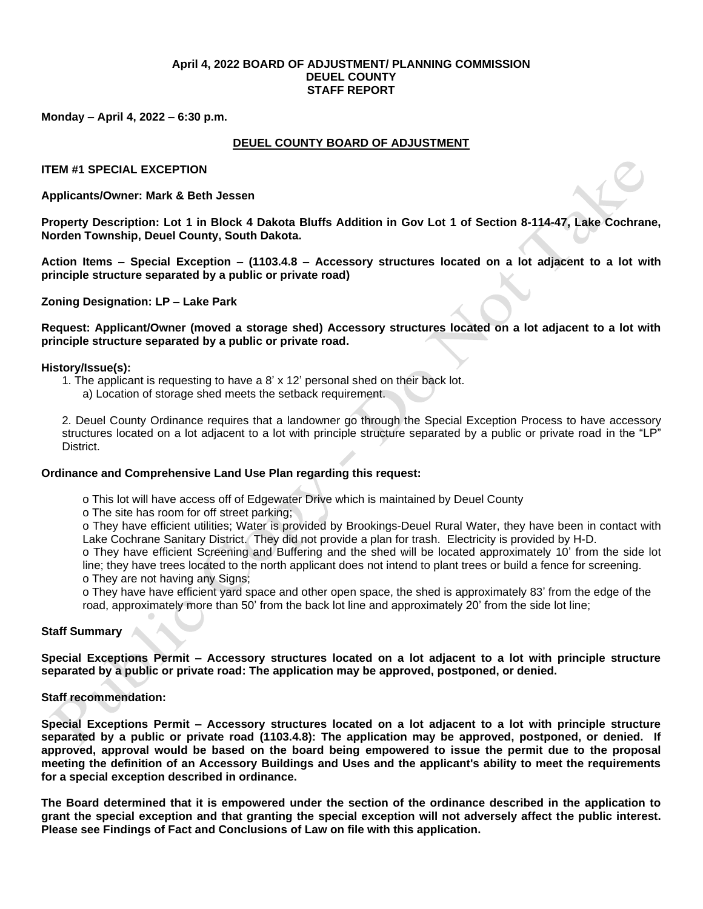**April 4, 2022 BOARD OF ADJUSTMENT/ PLANNING COMMISSION**
**DEUEL COUNTY**
**STAFF REPORT**

**Monday – April 4, 2022 – 6:30 p.m.**

## DEUEL COUNTY BOARD OF ADJUSTMENT

**ITEM #1 SPECIAL EXCEPTION**

**Applicants/Owner: Mark & Beth Jessen**

**Property Description: Lot 1 in Block 4 Dakota Bluffs Addition in Gov Lot 1 of Section 8-114-47, Lake Cochrane, Norden Township, Deuel County, South Dakota.**

**Action Items – Special Exception – (1103.4.8 – Accessory structures located on a lot adjacent to a lot with principle structure separated by a public or private road)**

**Zoning Designation: LP – Lake Park**

**Request: Applicant/Owner (moved a storage shed) Accessory structures located on a lot adjacent to a lot with principle structure separated by a public or private road.**

**History/Issue(s):**

1. The applicant is requesting to have a 8' x 12' personal shed on their back lot.
   a) Location of storage shed meets the setback requirement.

2. Deuel County Ordinance requires that a landowner go through the Special Exception Process to have accessory structures located on a lot adjacent to a lot with principle structure separated by a public or private road in the "LP" District.

**Ordinance and Comprehensive Land Use Plan regarding this request:**

o This lot will have access off of Edgewater Drive which is maintained by Deuel County

o The site has room for off street parking;

o They have efficient utilities; Water is provided by Brookings-Deuel Rural Water, they have been in contact with Lake Cochrane Sanitary District. They did not provide a plan for trash. Electricity is provided by H-D.

o They have efficient Screening and Buffering and the shed will be located approximately 10' from the side lot line; they have trees located to the north applicant does not intend to plant trees or build a fence for screening.

o They are not having any Signs;

o They have have efficient yard space and other open space, the shed is approximately 83' from the edge of the road, approximately more than 50' from the back lot line and approximately 20' from the side lot line;

**Staff Summary**

**Special Exceptions Permit – Accessory structures located on a lot adjacent to a lot with principle structure separated by a public or private road: The application may be approved, postponed, or denied.**

**Staff recommendation:**

**Special Exceptions Permit – Accessory structures located on a lot adjacent to a lot with principle structure separated by a public or private road (1103.4.8): The application may be approved, postponed, or denied. If approved, approval would be based on the board being empowered to issue the permit due to the proposal meeting the definition of an Accessory Buildings and Uses and the applicant's ability to meet the requirements for a special exception described in ordinance.**

**The Board determined that it is empowered under the section of the ordinance described in the application to grant the special exception and that granting the special exception will not adversely affect the public interest. Please see Findings of Fact and Conclusions of Law on file with this application.**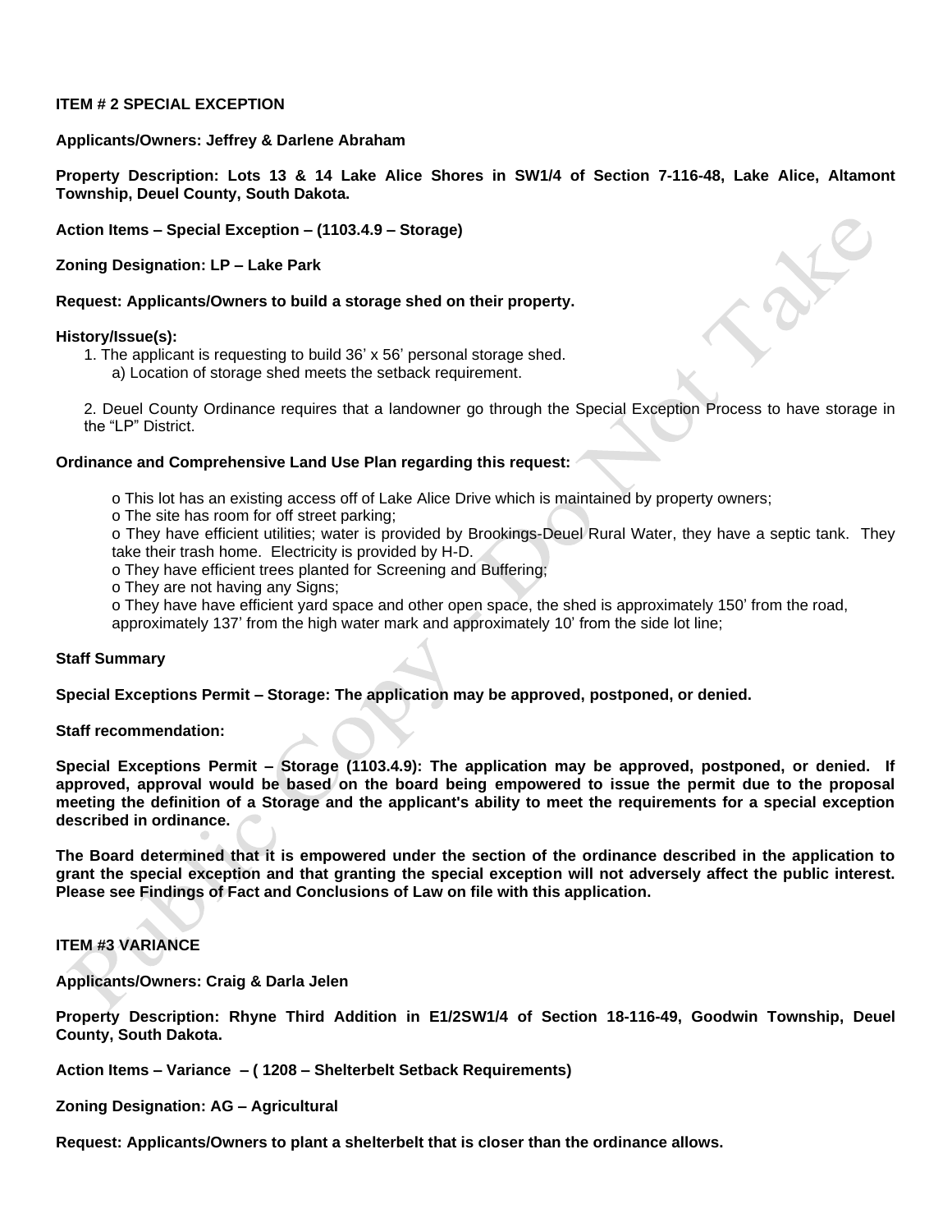**ITEM # 2 SPECIAL EXCEPTION**

**Applicants/Owners: Jeffrey & Darlene Abraham**

**Property Description: Lots 13 & 14 Lake Alice Shores in SW1/4 of Section 7-116-48, Lake Alice, Altamont Township, Deuel County, South Dakota.**

**Action Items – Special Exception – (1103.4.9 – Storage)**

**Zoning Designation: LP – Lake Park**

**Request: Applicants/Owners to build a storage shed on their property.**

**History/Issue(s):**

1. The applicant is requesting to build 36' x 56' personal storage shed.
   a) Location of storage shed meets the setback requirement.

2. Deuel County Ordinance requires that a landowner go through the Special Exception Process to have storage in the "LP" District.

**Ordinance and Comprehensive Land Use Plan regarding this request:**

o This lot has an existing access off of Lake Alice Drive which is maintained by property owners;
o The site has room for off street parking;
o They have efficient utilities; water is provided by Brookings-Deuel Rural Water, they have a septic tank. They take their trash home. Electricity is provided by H-D.
o They have efficient trees planted for Screening and Buffering;
o They are not having any Signs;
o They have have efficient yard space and other open space, the shed is approximately 150' from the road, approximately 137' from the high water mark and approximately 10' from the side lot line;

**Staff Summary**

**Special Exceptions Permit – Storage: The application may be approved, postponed, or denied.**

**Staff recommendation:**

**Special Exceptions Permit – Storage (1103.4.9): The application may be approved, postponed, or denied. If approved, approval would be based on the board being empowered to issue the permit due to the proposal meeting the definition of a Storage and the applicant's ability to meet the requirements for a special exception described in ordinance.**

**The Board determined that it is empowered under the section of the ordinance described in the application to grant the special exception and that granting the special exception will not adversely affect the public interest. Please see Findings of Fact and Conclusions of Law on file with this application.**

**ITEM #3 VARIANCE**

**Applicants/Owners: Craig & Darla Jelen**

**Property Description: Rhyne Third Addition in E1/2SW1/4 of Section 18-116-49, Goodwin Township, Deuel County, South Dakota.**

**Action Items – Variance – ( 1208 – Shelterbelt Setback Requirements)**

**Zoning Designation: AG – Agricultural**

**Request: Applicants/Owners to plant a shelterbelt that is closer than the ordinance allows.**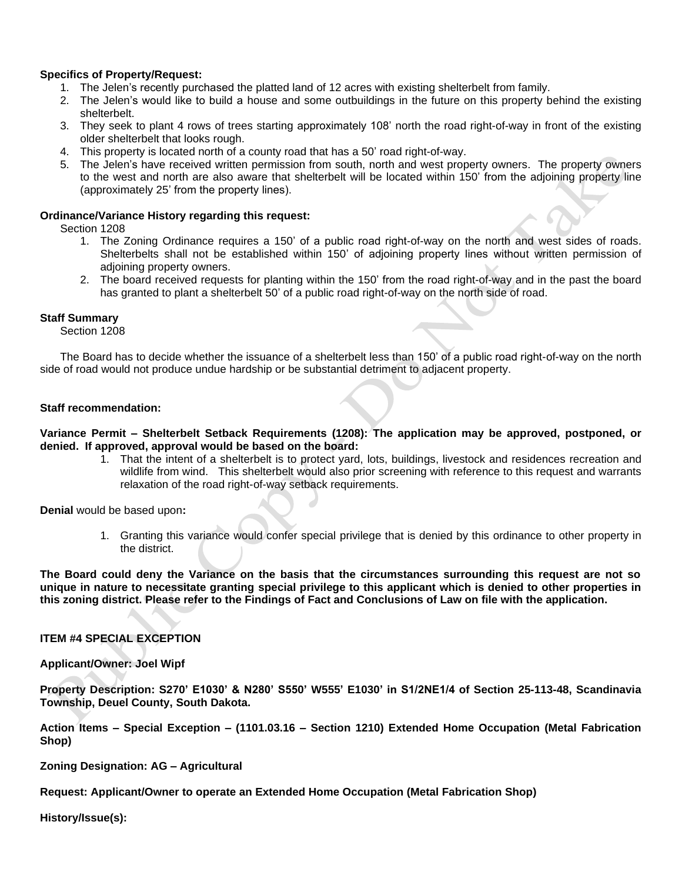**Specifics of Property/Request:**

1. The Jelen's recently purchased the platted land of 12 acres with existing shelterbelt from family.
2. The Jelen's would like to build a house and some outbuildings in the future on this property behind the existing shelterbelt.
3. They seek to plant 4 rows of trees starting approximately 108' north the road right-of-way in front of the existing older shelterbelt that looks rough.
4. This property is located north of a county road that has a 50' road right-of-way.
5. The Jelen's have received written permission from south, north and west property owners. The property owners to the west and north are also aware that shelterbelt will be located within 150' from the adjoining property line (approximately 25' from the property lines).

**Ordinance/Variance History regarding this request:**

Section 1208

1. The Zoning Ordinance requires a 150' of a public road right-of-way on the north and west sides of roads. Shelterbelts shall not be established within 150' of adjoining property lines without written permission of adjoining property owners.
2. The board received requests for planting within the 150' from the road right-of-way and in the past the board has granted to plant a shelterbelt 50' of a public road right-of-way on the north side of road.

**Staff Summary**

Section 1208

The Board has to decide whether the issuance of a shelterbelt less than 150' of a public road right-of-way on the north side of road would not produce undue hardship or be substantial detriment to adjacent property.

**Staff recommendation:**

**Variance Permit – Shelterbelt Setback Requirements (1208): The application may be approved, postponed, or denied. If approved, approval would be based on the board:**

1. That the intent of a shelterbelt is to protect yard, lots, buildings, livestock and residences recreation and wildlife from wind. This shelterbelt would also prior screening with reference to this request and warrants relaxation of the road right-of-way setback requirements.

**Denial** would be based upon**:**

1. Granting this variance would confer special privilege that is denied by this ordinance to other property in the district.

**The Board could deny the Variance on the basis that the circumstances surrounding this request are not so unique in nature to necessitate granting special privilege to this applicant which is denied to other properties in this zoning district. Please refer to the Findings of Fact and Conclusions of Law on file with the application.**

**ITEM #4 SPECIAL EXCEPTION**

**Applicant/Owner: Joel Wipf**

**Property Description: S270' E1030' & N280' S550' W555' E1030' in S1/2NE1/4 of Section 25-113-48, Scandinavia Township, Deuel County, South Dakota.**

**Action Items – Special Exception – (1101.03.16 – Section 1210) Extended Home Occupation (Metal Fabrication Shop)**

**Zoning Designation: AG – Agricultural**

**Request: Applicant/Owner to operate an Extended Home Occupation (Metal Fabrication Shop)**

**History/Issue(s):**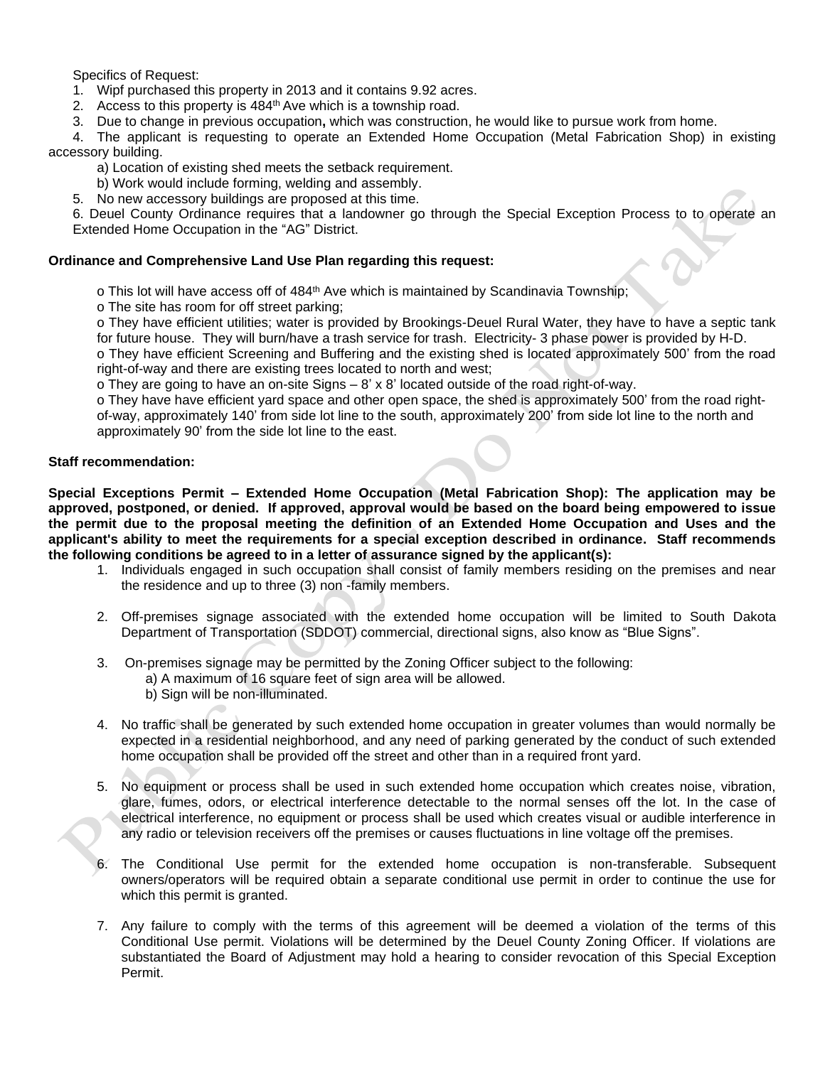Specifics of Request:

1. Wipf purchased this property in 2013 and it contains 9.92 acres.
2. Access to this property is 484th Ave which is a township road.
3. Due to change in previous occupation**,** which was construction, he would like to pursue work from home.
4. The applicant is requesting to operate an Extended Home Occupation (Metal Fabrication Shop) in existing accessory building.
   a) Location of existing shed meets the setback requirement.
   b) Work would include forming, welding and assembly.
5. No new accessory buildings are proposed at this time.
6. Deuel County Ordinance requires that a landowner go through the Special Exception Process to to operate an Extended Home Occupation in the "AG" District.

**Ordinance and Comprehensive Land Use Plan regarding this request:**

o This lot will have access off of 484th Ave which is maintained by Scandinavia Township;
o The site has room for off street parking;
o They have efficient utilities; water is provided by Brookings-Deuel Rural Water, they have to have a septic tank for future house. They will burn/have a trash service for trash. Electricity- 3 phase power is provided by H-D.
o They have efficient Screening and Buffering and the existing shed is located approximately 500' from the road right-of-way and there are existing trees located to north and west;
o They are going to have an on-site Signs – 8' x 8' located outside of the road right-of-way.
o They have have efficient yard space and other open space, the shed is approximately 500' from the road right-of-way, approximately 140' from side lot line to the south, approximately 200' from side lot line to the north and approximately 90' from the side lot line to the east.

**Staff recommendation:**

**Special Exceptions Permit – Extended Home Occupation (Metal Fabrication Shop): The application may be approved, postponed, or denied. If approved, approval would be based on the board being empowered to issue the permit due to the proposal meeting the definition of an Extended Home Occupation and Uses and the applicant's ability to meet the requirements for a special exception described in ordinance. Staff recommends the following conditions be agreed to in a letter of assurance signed by the applicant(s):**

1. Individuals engaged in such occupation shall consist of family members residing on the premises and near the residence and up to three (3) non -family members.

2. Off-premises signage associated with the extended home occupation will be limited to South Dakota Department of Transportation (SDDOT) commercial, directional signs, also know as "Blue Signs".

3. On-premises signage may be permitted by the Zoning Officer subject to the following:
   a) A maximum of 16 square feet of sign area will be allowed.
   b) Sign will be non-illuminated.

4. No traffic shall be generated by such extended home occupation in greater volumes than would normally be expected in a residential neighborhood, and any need of parking generated by the conduct of such extended home occupation shall be provided off the street and other than in a required front yard.

5. No equipment or process shall be used in such extended home occupation which creates noise, vibration, glare, fumes, odors, or electrical interference detectable to the normal senses off the lot. In the case of electrical interference, no equipment or process shall be used which creates visual or audible interference in any radio or television receivers off the premises or causes fluctuations in line voltage off the premises.

6. The Conditional Use permit for the extended home occupation is non-transferable. Subsequent owners/operators will be required obtain a separate conditional use permit in order to continue the use for which this permit is granted.

7. Any failure to comply with the terms of this agreement will be deemed a violation of the terms of this Conditional Use permit. Violations will be determined by the Deuel County Zoning Officer. If violations are substantiated the Board of Adjustment may hold a hearing to consider revocation of this Special Exception Permit.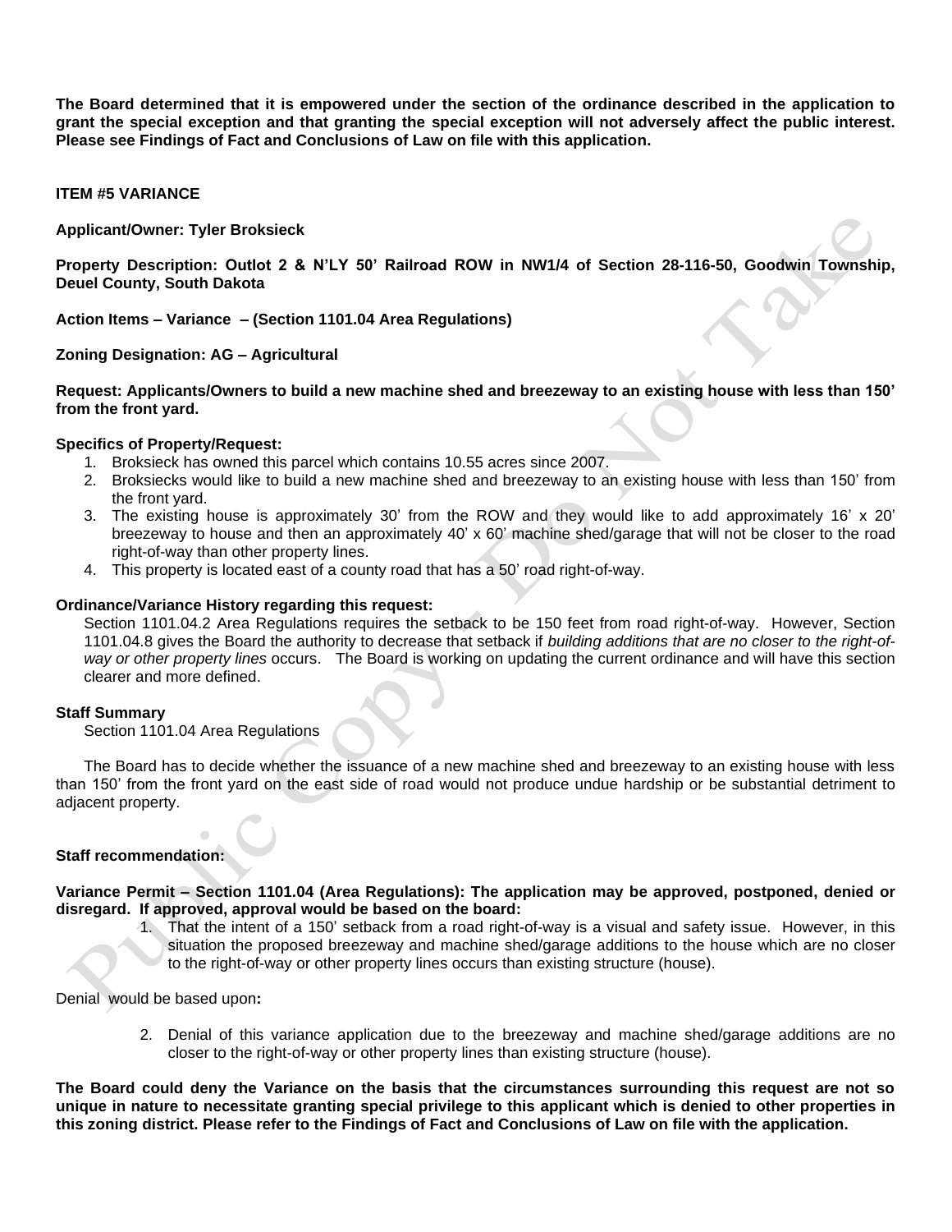**The Board determined that it is empowered under the section of the ordinance described in the application to grant the special exception and that granting the special exception will not adversely affect the public interest. Please see Findings of Fact and Conclusions of Law on file with this application.**

**ITEM #5 VARIANCE**

**Applicant/Owner: Tyler Broksieck**

**Property Description: Outlot 2 & N'LY 50' Railroad ROW in NW1/4 of Section 28-116-50, Goodwin Township, Deuel County, South Dakota**

**Action Items – Variance – (Section 1101.04 Area Regulations)**

**Zoning Designation: AG – Agricultural**

**Request: Applicants/Owners to build a new machine shed and breezeway to an existing house with less than 150' from the front yard.**

**Specifics of Property/Request:**

1. Broksieck has owned this parcel which contains 10.55 acres since 2007.
2. Broksiecks would like to build a new machine shed and breezeway to an existing house with less than 150' from the front yard.
3. The existing house is approximately 30' from the ROW and they would like to add approximately 16' x 20' breezeway to house and then an approximately 40' x 60' machine shed/garage that will not be closer to the road right-of-way than other property lines.
4. This property is located east of a county road that has a 50' road right-of-way.

**Ordinance/Variance History regarding this request:**

Section 1101.04.2 Area Regulations requires the setback to be 150 feet from road right-of-way. However, Section 1101.04.8 gives the Board the authority to decrease that setback if *building additions that are no closer to the right-of-way or other property lines* occurs. The Board is working on updating the current ordinance and will have this section clearer and more defined.

**Staff Summary**

Section 1101.04 Area Regulations

The Board has to decide whether the issuance of a new machine shed and breezeway to an existing house with less than 150' from the front yard on the east side of road would not produce undue hardship or be substantial detriment to adjacent property.

**Staff recommendation:**

**Variance Permit – Section 1101.04 (Area Regulations): The application may be approved, postponed, denied or disregard. If approved, approval would be based on the board:**

1. That the intent of a 150' setback from a road right-of-way is a visual and safety issue. However, in this situation the proposed breezeway and machine shed/garage additions to the house which are no closer to the right-of-way or other property lines occurs than existing structure (house).

Denial would be based upon**:**

2. Denial of this variance application due to the breezeway and machine shed/garage additions are no closer to the right-of-way or other property lines than existing structure (house).

**The Board could deny the Variance on the basis that the circumstances surrounding this request are not so unique in nature to necessitate granting special privilege to this applicant which is denied to other properties in this zoning district. Please refer to the Findings of Fact and Conclusions of Law on file with the application.**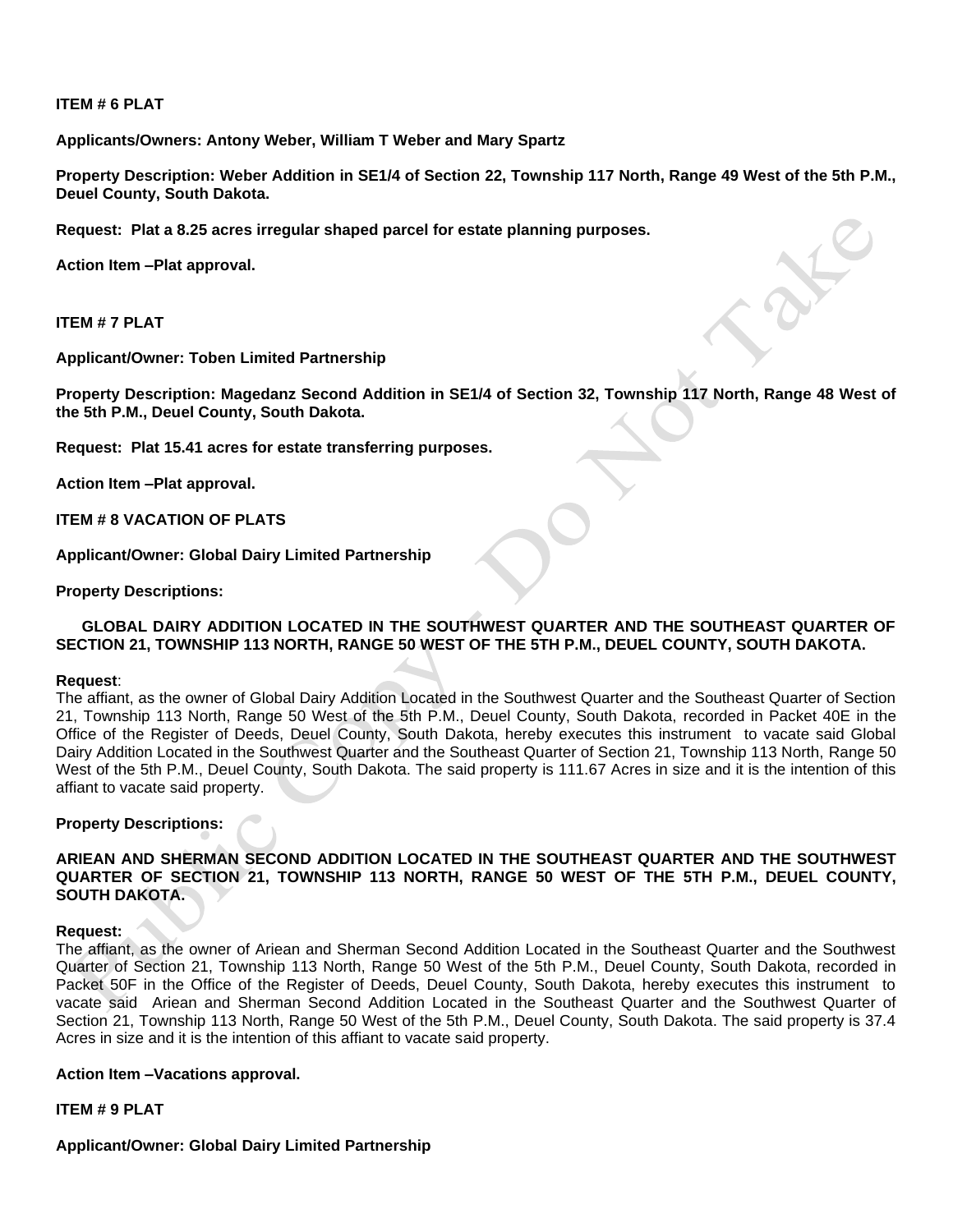**ITEM # 6 PLAT**

**Applicants/Owners: Antony Weber, William T Weber and Mary Spartz**

**Property Description: Weber Addition in SE1/4 of Section 22, Township 117 North, Range 49 West of the 5th P.M., Deuel County, South Dakota.**

**Request: Plat a 8.25 acres irregular shaped parcel for estate planning purposes.**

**Action Item –Plat approval.**

**ITEM # 7 PLAT**

**Applicant/Owner: Toben Limited Partnership**

**Property Description: Magedanz Second Addition in SE1/4 of Section 32, Township 117 North, Range 48 West of the 5th P.M., Deuel County, South Dakota.**

**Request: Plat 15.41 acres for estate transferring purposes.**

**Action Item –Plat approval.**

**ITEM # 8 VACATION OF PLATS**

**Applicant/Owner: Global Dairy Limited Partnership**

**Property Descriptions:**

**GLOBAL DAIRY ADDITION LOCATED IN THE SOUTHWEST QUARTER AND THE SOUTHEAST QUARTER OF SECTION 21, TOWNSHIP 113 NORTH, RANGE 50 WEST OF THE 5TH P.M., DEUEL COUNTY, SOUTH DAKOTA.**

**Request**:
The affiant, as the owner of Global Dairy Addition Located in the Southwest Quarter and the Southeast Quarter of Section 21, Township 113 North, Range 50 West of the 5th P.M., Deuel County, South Dakota, recorded in Packet 40E in the Office of the Register of Deeds, Deuel County, South Dakota, hereby executes this instrument to vacate said Global Dairy Addition Located in the Southwest Quarter and the Southeast Quarter of Section 21, Township 113 North, Range 50 West of the 5th P.M., Deuel County, South Dakota. The said property is 111.67 Acres in size and it is the intention of this affiant to vacate said property.

**Property Descriptions:**

**ARIEAN AND SHERMAN SECOND ADDITION LOCATED IN THE SOUTHEAST QUARTER AND THE SOUTHWEST QUARTER OF SECTION 21, TOWNSHIP 113 NORTH, RANGE 50 WEST OF THE 5TH P.M., DEUEL COUNTY, SOUTH DAKOTA.**

**Request:**
The affiant, as the owner of Ariean and Sherman Second Addition Located in the Southeast Quarter and the Southwest Quarter of Section 21, Township 113 North, Range 50 West of the 5th P.M., Deuel County, South Dakota, recorded in Packet 50F in the Office of the Register of Deeds, Deuel County, South Dakota, hereby executes this instrument to vacate said Ariean and Sherman Second Addition Located in the Southeast Quarter and the Southwest Quarter of Section 21, Township 113 North, Range 50 West of the 5th P.M., Deuel County, South Dakota. The said property is 37.4 Acres in size and it is the intention of this affiant to vacate said property.

**Action Item –Vacations approval.**

**ITEM # 9 PLAT**

**Applicant/Owner: Global Dairy Limited Partnership**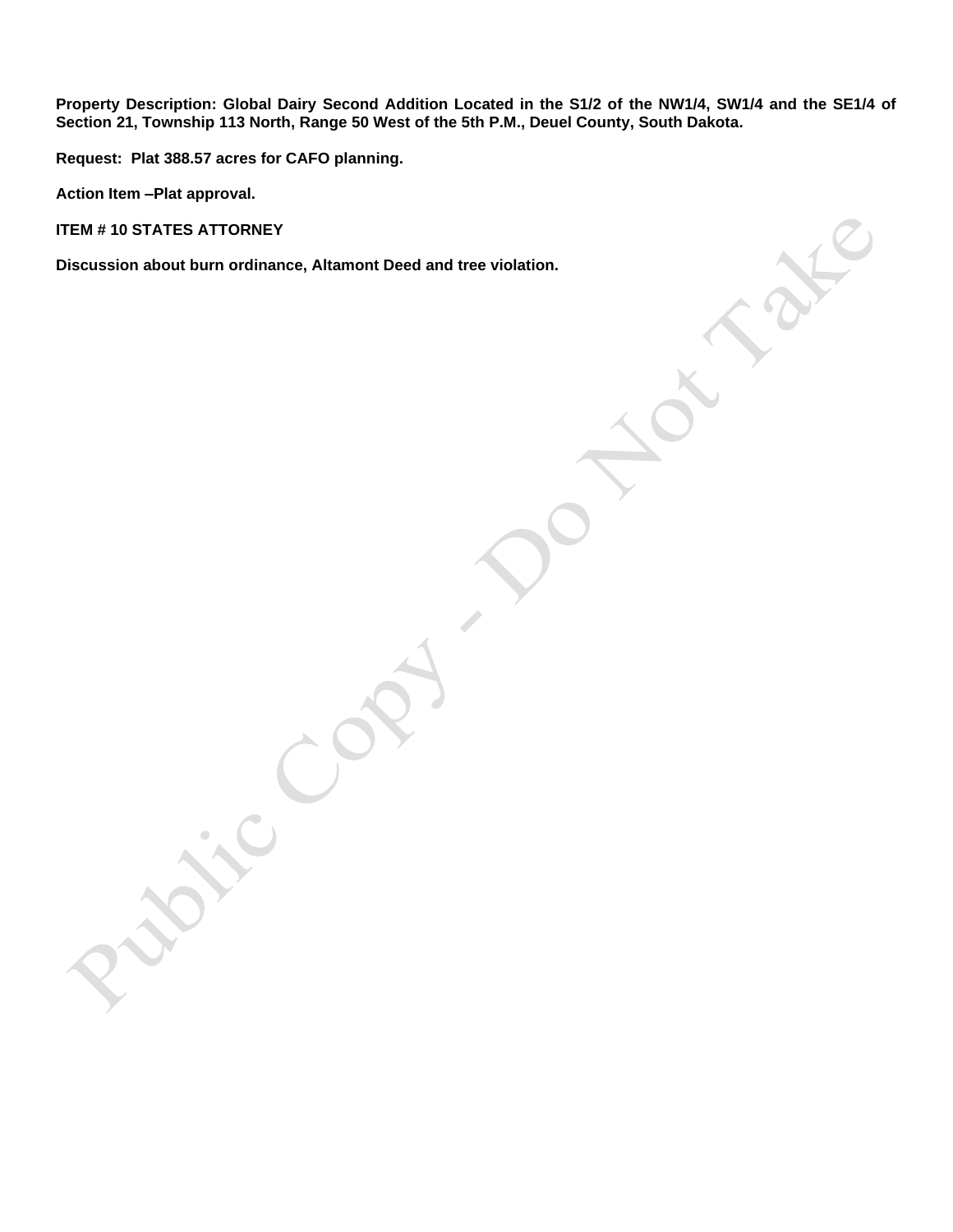**Property Description: Global Dairy Second Addition Located in the S1/2 of the NW1/4, SW1/4 and the SE1/4 of Section 21, Township 113 North, Range 50 West of the 5th P.M., Deuel County, South Dakota.**

**Request: Plat 388.57 acres for CAFO planning.**

**Action Item –Plat approval.**

**ITEM # 10 STATES ATTORNEY**

**Discussion about burn ordinance, Altamont Deed and tree violation.**